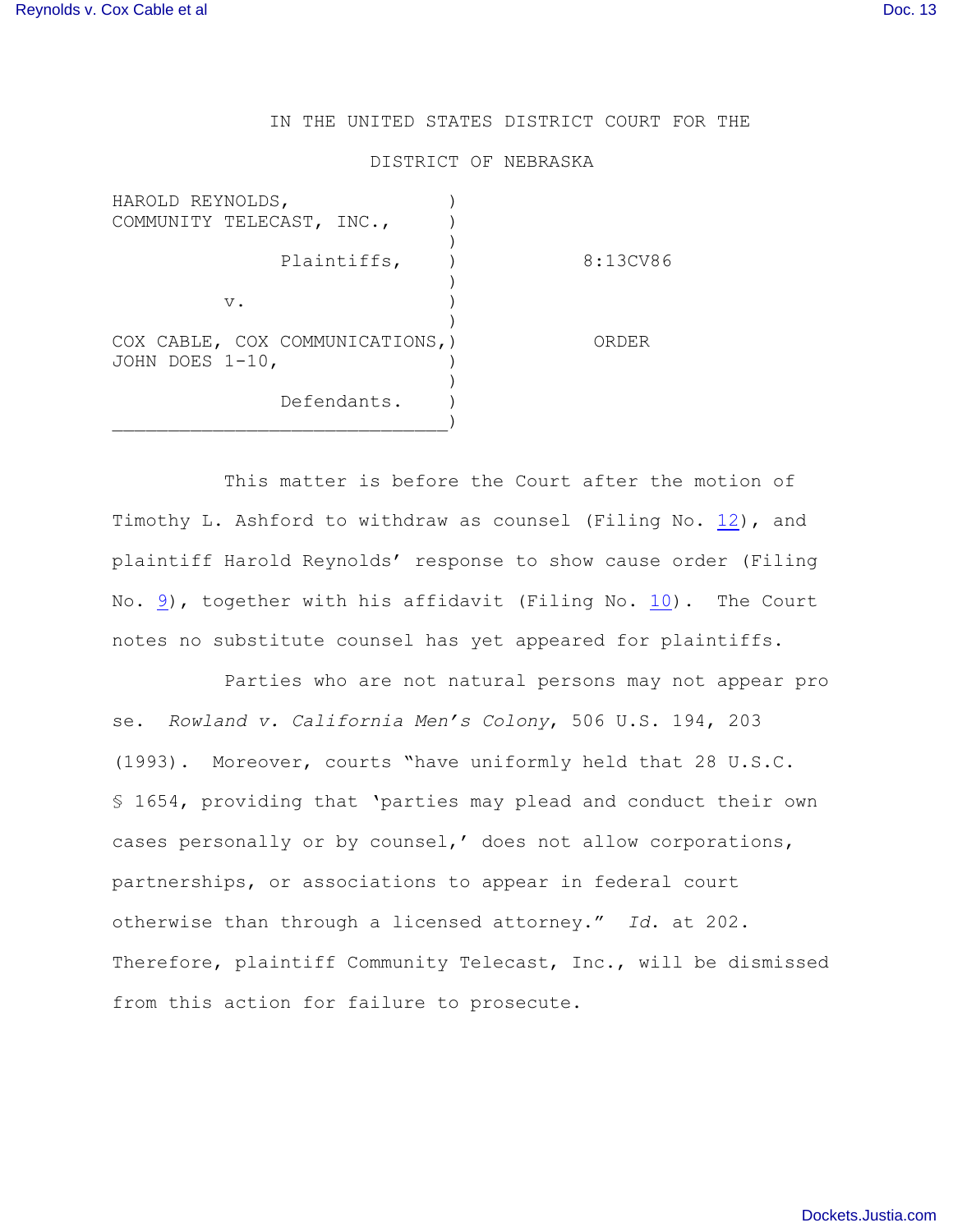IN THE UNITED STATES DISTRICT COURT FOR THE

DISTRICT OF NEBRASKA

| | | |
|---|---|---|
| HAROLD REYNOLDS, COMMUNITY TELECAST, INC., | ) | |
| Plaintiffs, | ) | 8:13CV86 |
| v. | ) | |
| COX CABLE, COX COMMUNICATIONS, JOHN DOES 1-10, | ) | ORDER |
| Defendants. | ) | |

This matter is before the Court after the motion of Timothy L. Ashford to withdraw as counsel (Filing No. 12), and plaintiff Harold Reynolds' response to show cause order (Filing No. 9), together with his affidavit (Filing No. 10). The Court notes no substitute counsel has yet appeared for plaintiffs.

Parties who are not natural persons may not appear pro se. *Rowland v. California Men's Colony*, 506 U.S. 194, 203 (1993). Moreover, courts "have uniformly held that 28 U.S.C. § 1654, providing that 'parties may plead and conduct their own cases personally or by counsel,' does not allow corporations, partnerships, or associations to appear in federal court otherwise than through a licensed attorney." *Id.* at 202. Therefore, plaintiff Community Telecast, Inc., will be dismissed from this action for failure to prosecute.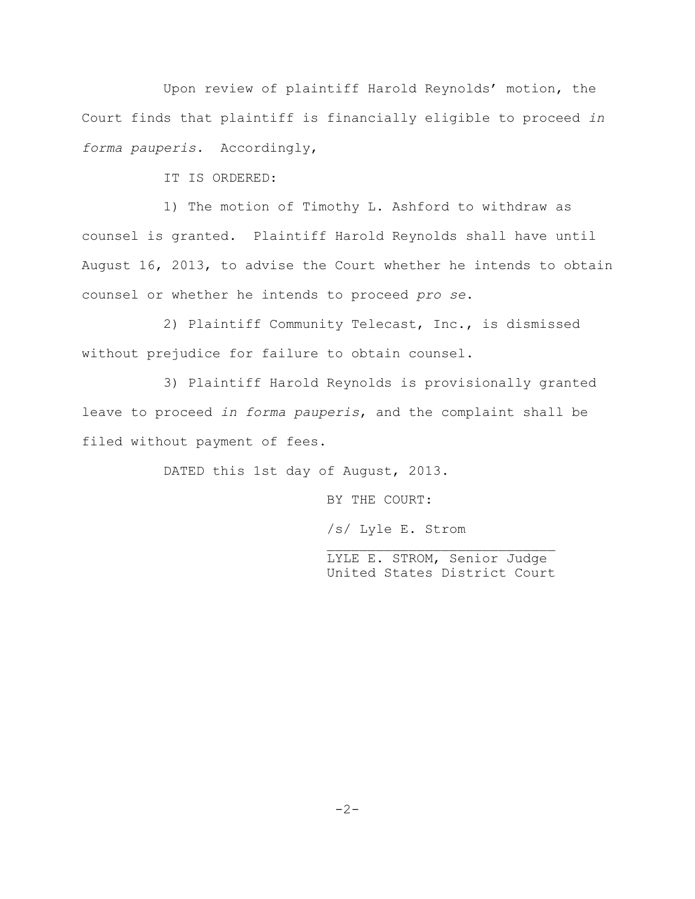Upon review of plaintiff Harold Reynolds' motion, the Court finds that plaintiff is financially eligible to proceed *in forma pauperis*. Accordingly,

IT IS ORDERED:

1) The motion of Timothy L. Ashford to withdraw as counsel is granted. Plaintiff Harold Reynolds shall have until August 16, 2013, to advise the Court whether he intends to obtain counsel or whether he intends to proceed *pro se*.

2) Plaintiff Community Telecast, Inc., is dismissed without prejudice for failure to obtain counsel.

3) Plaintiff Harold Reynolds is provisionally granted leave to proceed *in forma pauperis*, and the complaint shall be filed without payment of fees.

DATED this 1st day of August, 2013.

BY THE COURT:

/s/ Lyle E. Strom

LYLE E. STROM, Senior Judge
United States District Court